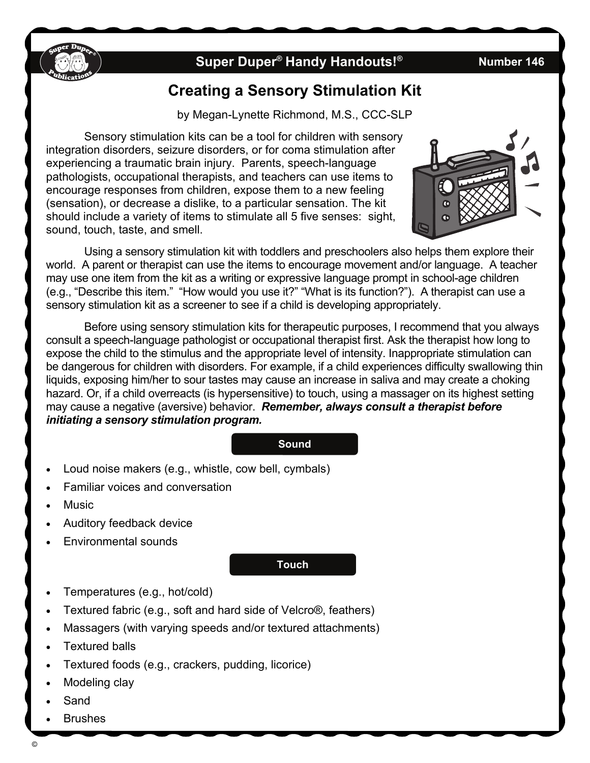Super Duper® Handy Handouts!® Number 146

# Creating a Sensory Stimulation Kit

by Megan-Lynette Richmond, M.S., CCC-SLP

Sensory stimulation kits can be a tool for children with sensory integration disorders, seizure disorders, or for coma stimulation after experiencing a traumatic brain injury. Parents, speech-language pathologists, occupational therapists, and teachers can use items to encourage responses from children, expose them to a new feeling (sensation), or decrease a dislike, to a particular sensation. The kit should include a variety of items to stimulate all 5 five senses: sight, sound, touch, taste, and smell.

Using a sensory stimulation kit with toddlers and preschoolers also helps them explore their world. A parent or therapist can use the items to encourage movement and/or language. A teacher may use one item from the kit as a writing or expressive language prompt in school-age children (e.g., "Describe this item." "How would you use it?" "What is its function?"). A therapist can use a sensory stimulation kit as a screener to see if a child is developing appropriately.

Before using sensory stimulation kits for therapeutic purposes, I recommend that you always consult a speech-language pathologist or occupational therapist first. Ask the therapist how long to expose the child to the stimulus and the appropriate level of intensity. Inappropriate stimulation can be dangerous for children with disorders. For example, if a child experiences difficulty swallowing thin liquids, exposing him/her to sour tastes may cause an increase in saliva and may create a choking hazard. Or, if a child overreacts (is hypersensitive) to touch, using a massager on its highest setting may cause a negative (aversive) behavior. ***Remember, always consult a therapist before initiating a sensory stimulation program.***

## Sound

- Loud noise makers (e.g., whistle, cow bell, cymbals)
- Familiar voices and conversation
- Music
- Auditory feedback device
- Environmental sounds

## Touch

- Temperatures (e.g., hot/cold)
- Textured fabric (e.g., soft and hard side of Velcro®, feathers)
- Massagers (with varying speeds and/or textured attachments)
- Textured balls
- Textured foods (e.g., crackers, pudding, licorice)
- Modeling clay
- Sand
- Brushes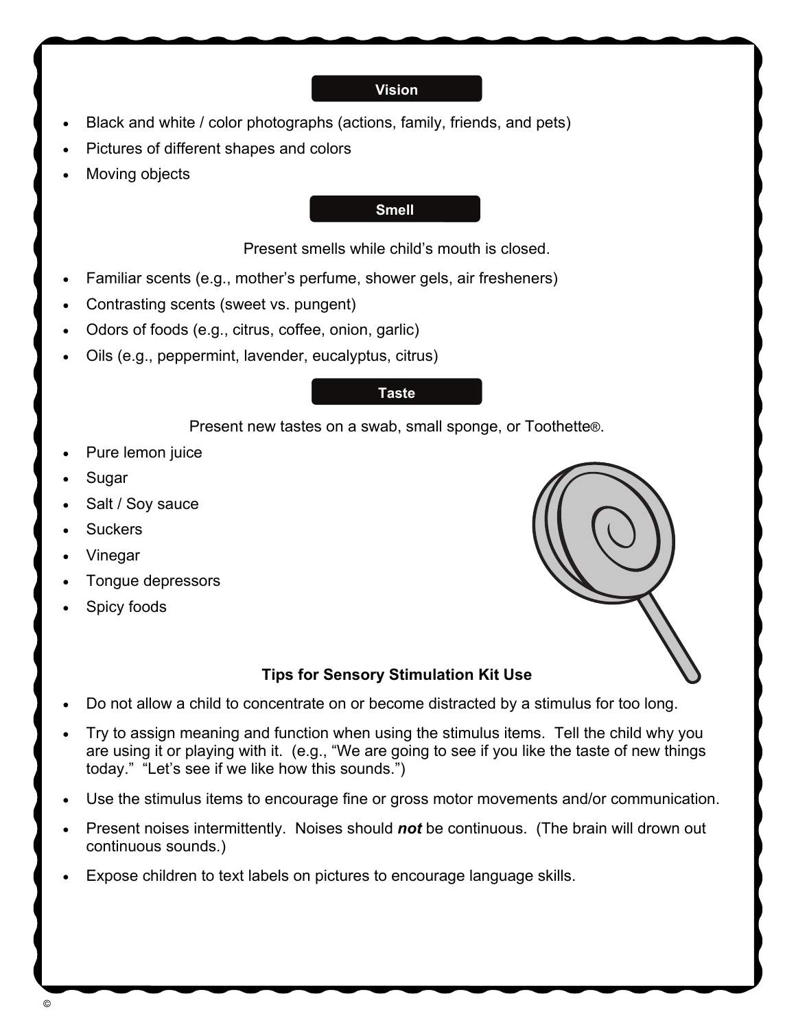## Vision

- Black and white / color photographs (actions, family, friends, and pets)
- Pictures of different shapes and colors
- Moving objects

## Smell

Present smells while child's mouth is closed.

- Familiar scents (e.g., mother's perfume, shower gels, air fresheners)
- Contrasting scents (sweet vs. pungent)
- Odors of foods (e.g., citrus, coffee, onion, garlic)
- Oils (e.g., peppermint, lavender, eucalyptus, citrus)

## Taste

Present new tastes on a swab, small sponge, or Toothette®.

- Pure lemon juice
- Sugar
- Salt / Soy sauce
- Suckers
- Vinegar
- Tongue depressors
- Spicy foods

### Tips for Sensory Stimulation Kit Use

- Do not allow a child to concentrate on or become distracted by a stimulus for too long.
- Try to assign meaning and function when using the stimulus items. Tell the child why you are using it or playing with it. (e.g., "We are going to see if you like the taste of new things today." "Let's see if we like how this sounds.")
- Use the stimulus items to encourage fine or gross motor movements and/or communication.
- Present noises intermittently. Noises should ***not*** be continuous. (The brain will drown out continuous sounds.)
- Expose children to text labels on pictures to encourage language skills.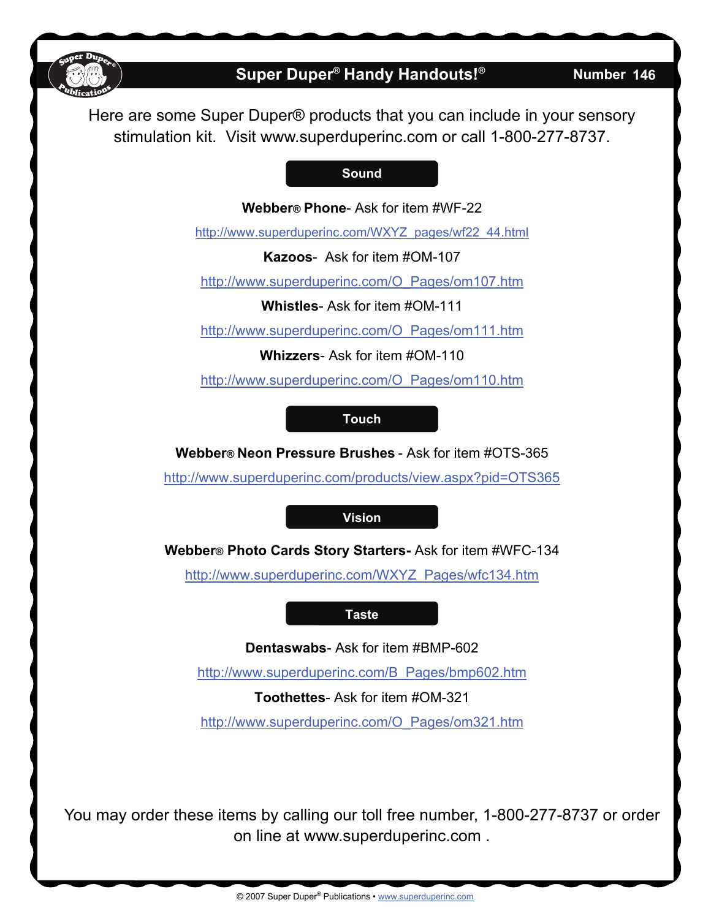Here are some Super Duper® products that you can include in your sensory stimulation kit. Visit www.superduperinc.com or call 1-800-277-8737.

## Sound

**Webber® Phone**- Ask for item #WF-22

http://www.superduperinc.com/WXYZ_pages/wf22_44.html

**Kazoos**- Ask for item #OM-107

http://www.superduperinc.com/O_Pages/om107.htm

**Whistles**- Ask for item #OM-111

http://www.superduperinc.com/O_Pages/om111.htm

**Whizzers**- Ask for item #OM-110

http://www.superduperinc.com/O_Pages/om110.htm

## Touch

**Webber® Neon Pressure Brushes** - Ask for item #OTS-365

http://www.superduperinc.com/products/view.aspx?pid=OTS365

## Vision

**Webber® Photo Cards Story Starters-** Ask for item #WFC-134

http://www.superduperinc.com/WXYZ_Pages/wfc134.htm

## Taste

**Dentaswabs**- Ask for item #BMP-602

http://www.superduperinc.com/B_Pages/bmp602.htm

**Toothettes**- Ask for item #OM-321

http://www.superduperinc.com/O_Pages/om321.htm

You may order these items by calling our toll free number, 1-800-277-8737 or order on line at www.superduperinc.com .